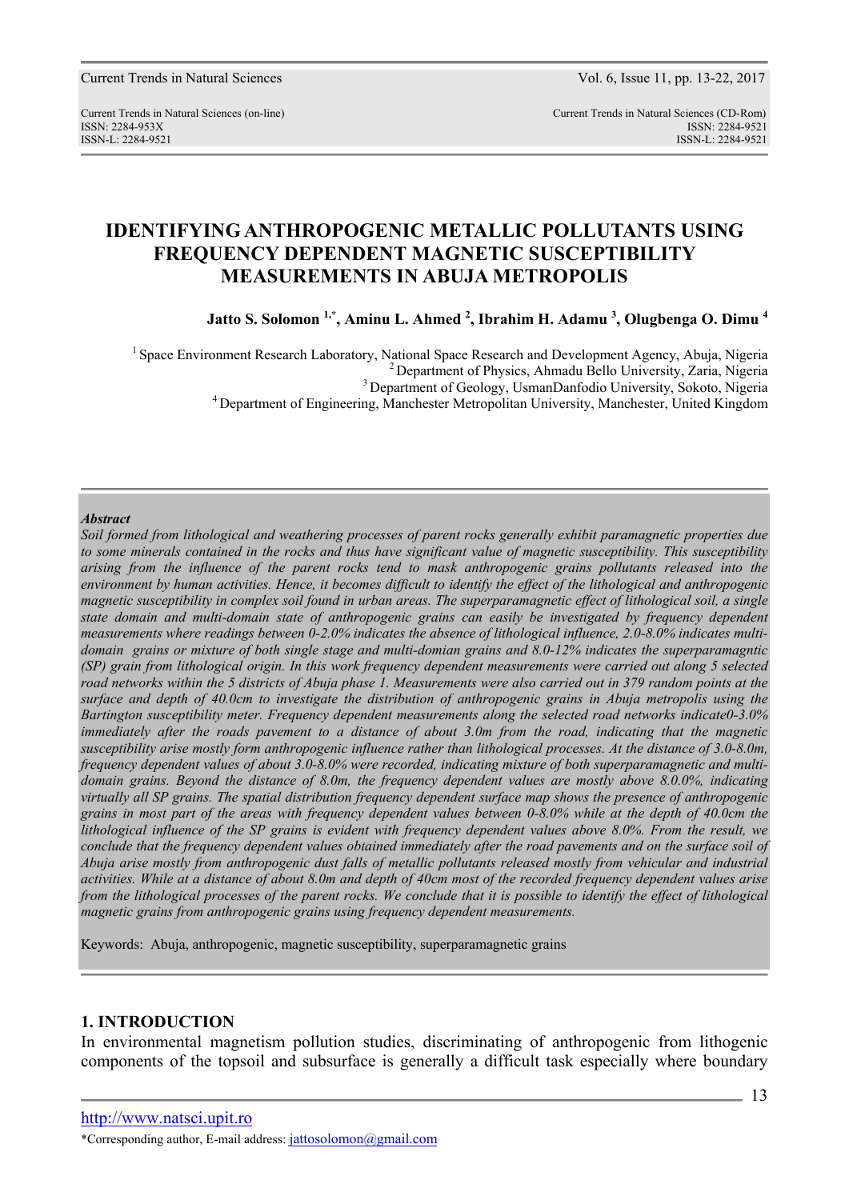# IDENTIFYING ANTHROPOGENIC METALLIC POLLUTANTS USING FREQUENCY DEPENDENT MAGNETIC SUSCEPTIBILITY MEASUREMENTS IN ABUJA METROPOLIS

**Jatto S. Solomon [1,*], Aminu L. Ahmed [2], Ibrahim H. Adamu [3], Olugbenga O. Dimu [4]**

[1] Space Environment Research Laboratory, National Space Research and Development Agency, Abuja, Nigeria
[2] Department of Physics, Ahmadu Bello University, Zaria, Nigeria
[3] Department of Geology, UsmanDanfodio University, Sokoto, Nigeria
[4] Department of Engineering, Manchester Metropolitan University, Manchester, United Kingdom

***Abstract***

*Soil formed from lithological and weathering processes of parent rocks generally exhibit paramagnetic properties due to some minerals contained in the rocks and thus have significant value of magnetic susceptibility. This susceptibility arising from the influence of the parent rocks tend to mask anthropogenic grains pollutants released into the environment by human activities. Hence, it becomes difficult to identify the effect of the lithological and anthropogenic magnetic susceptibility in complex soil found in urban areas. The superparamagnetic effect of lithological soil, a single state domain and multi-domain state of anthropogenic grains can easily be investigated by frequency dependent measurements where readings between 0-2.0% indicates the absence of lithological influence, 2.0-8.0% indicates multi-domain grains or mixture of both single stage and multi-domian grains and 8.0-12% indicates the superparamagntic (SP) grain from lithological origin. In this work frequency dependent measurements were carried out along 5 selected road networks within the 5 districts of Abuja phase 1. Measurements were also carried out in 379 random points at the surface and depth of 40.0cm to investigate the distribution of anthropogenic grains in Abuja metropolis using the Bartington susceptibility meter. Frequency dependent measurements along the selected road networks indicate0-3.0% immediately after the roads pavement to a distance of about 3.0m from the road, indicating that the magnetic susceptibility arise mostly form anthropogenic influence rather than lithological processes. At the distance of 3.0-8.0m, frequency dependent values of about 3.0-8.0% were recorded, indicating mixture of both superparamagnetic and multi-domain grains. Beyond the distance of 8.0m, the frequency dependent values are mostly above 8.0.0%, indicating virtually all SP grains. The spatial distribution frequency dependent surface map shows the presence of anthropogenic grains in most part of the areas with frequency dependent values between 0-8.0% while at the depth of 40.0cm the lithological influence of the SP grains is evident with frequency dependent values above 8.0%. From the result, we conclude that the frequency dependent values obtained immediately after the road pavements and on the surface soil of Abuja arise mostly from anthropogenic dust falls of metallic pollutants released mostly from vehicular and industrial activities. While at a distance of about 8.0m and depth of 40cm most of the recorded frequency dependent values arise from the lithological processes of the parent rocks. We conclude that it is possible to identify the effect of lithological magnetic grains from anthropogenic grains using frequency dependent measurements.*

Keywords: Abuja, anthropogenic, magnetic susceptibility, superparamagnetic grains

## 1. INTRODUCTION

In environmental magnetism pollution studies, discriminating of anthropogenic from lithogenic components of the topsoil and subsurface is generally a difficult task especially where boundary

*Corresponding author, E-mail address: jattosolomon@gmail.com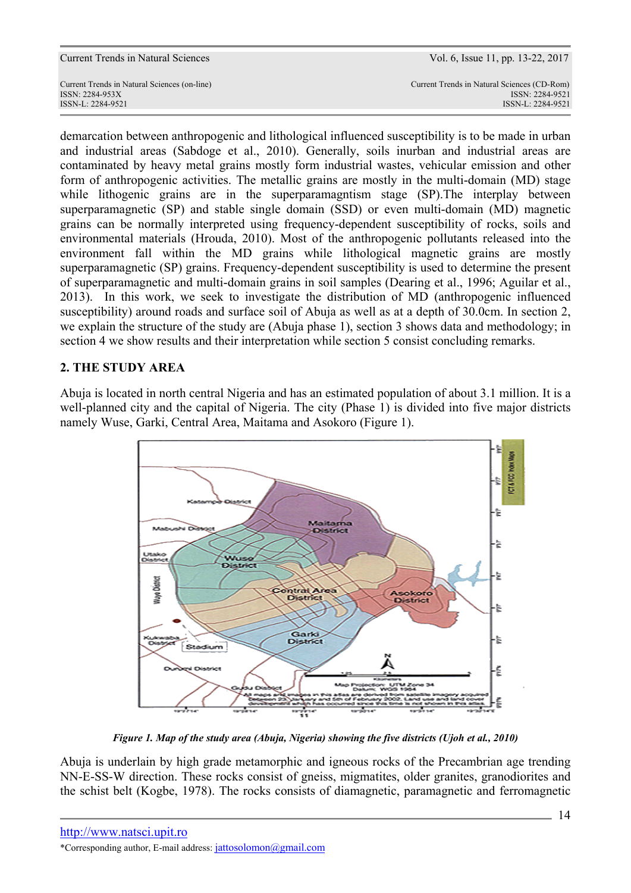demarcation between anthropogenic and lithological influenced susceptibility is to be made in urban and industrial areas (Sabdoge et al., 2010). Generally, soils inurban and industrial areas are contaminated by heavy metal grains mostly form industrial wastes, vehicular emission and other form of anthropogenic activities. The metallic grains are mostly in the multi-domain (MD) stage while lithogenic grains are in the superparamagntism stage (SP).The interplay between superparamagnetic (SP) and stable single domain (SSD) or even multi-domain (MD) magnetic grains can be normally interpreted using frequency-dependent susceptibility of rocks, soils and environmental materials (Hrouda, 2010). Most of the anthropogenic pollutants released into the environment fall within the MD grains while lithological magnetic grains are mostly superparamagnetic (SP) grains. Frequency-dependent susceptibility is used to determine the present of superparamagnetic and multi-domain grains in soil samples (Dearing et al., 1996; Aguilar et al., 2013). In this work, we seek to investigate the distribution of MD (anthropogenic influenced susceptibility) around roads and surface soil of Abuja as well as at a depth of 30.0cm. In section 2, we explain the structure of the study are (Abuja phase 1), section 3 shows data and methodology; in section 4 we show results and their interpretation while section 5 consist concluding remarks.

## 2. THE STUDY AREA

Abuja is located in north central Nigeria and has an estimated population of about 3.1 million. It is a well-planned city and the capital of Nigeria. The city (Phase 1) is divided into five major districts namely Wuse, Garki, Central Area, Maitama and Asokoro (Figure 1).

*Figure 1. Map of the study area (Abuja, Nigeria) showing the five districts (Ujoh et al., 2010)*

Abuja is underlain by high grade metamorphic and igneous rocks of the Precambrian age trending NN-E-SS-W direction. These rocks consist of gneiss, migmatites, older granites, granodiorites and the schist belt (Kogbe, 1978). The rocks consists of diamagnetic, paramagnetic and ferromagnetic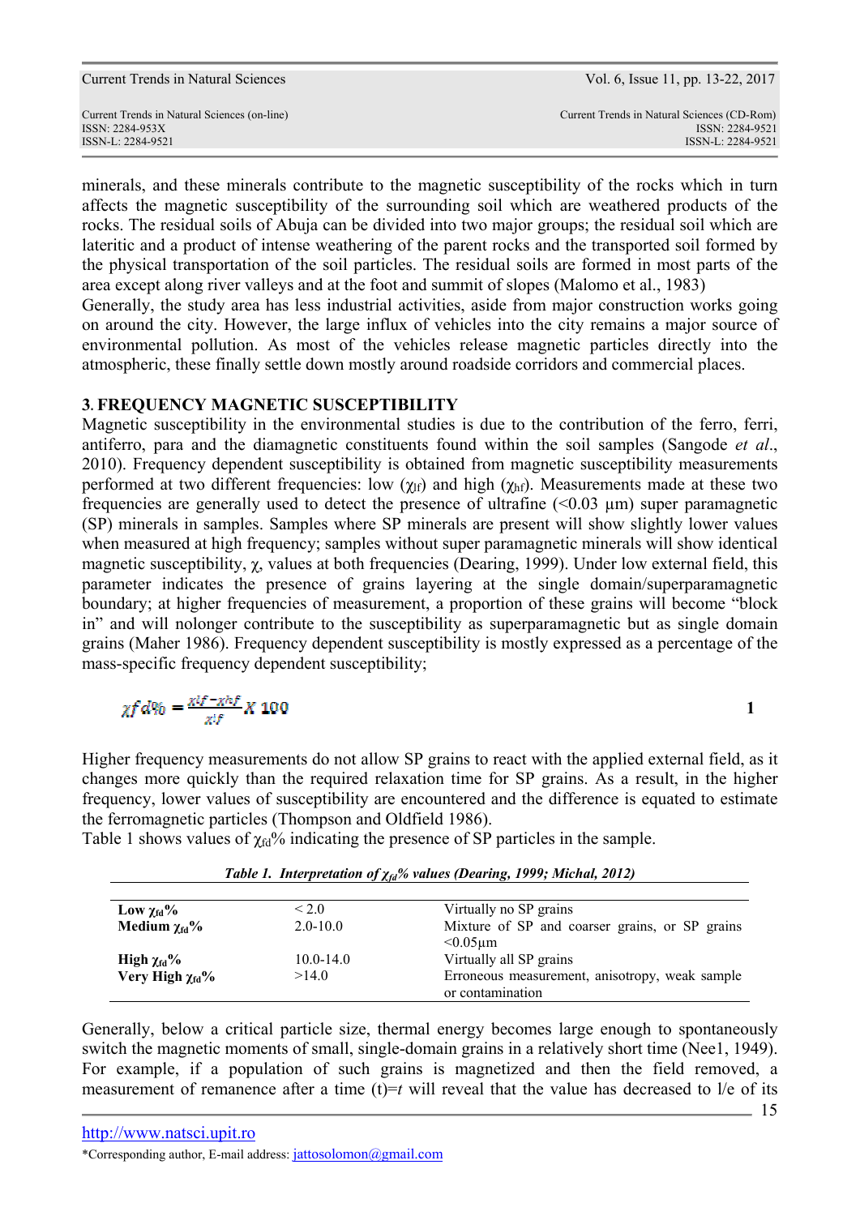minerals, and these minerals contribute to the magnetic susceptibility of the rocks which in turn affects the magnetic susceptibility of the surrounding soil which are weathered products of the rocks. The residual soils of Abuja can be divided into two major groups; the residual soil which are lateritic and a product of intense weathering of the parent rocks and the transported soil formed by the physical transportation of the soil particles. The residual soils are formed in most parts of the area except along river valleys and at the foot and summit of slopes (Malomo et al., 1983)

Generally, the study area has less industrial activities, aside from major construction works going on around the city. However, the large influx of vehicles into the city remains a major source of environmental pollution. As most of the vehicles release magnetic particles directly into the atmospheric, these finally settle down mostly around roadside corridors and commercial places.

## 3. FREQUENCY MAGNETIC SUSCEPTIBILITY

Magnetic susceptibility in the environmental studies is due to the contribution of the ferro, ferri, antiferro, para and the diamagnetic constituents found within the soil samples (Sangode *et al*., 2010). Frequency dependent susceptibility is obtained from magnetic susceptibility measurements performed at two different frequencies: low ($\chi_{lf}$) and high ($\chi_{hf}$). Measurements made at these two frequencies are generally used to detect the presence of ultrafine (<0.03 µm) super paramagnetic (SP) minerals in samples. Samples where SP minerals are present will show slightly lower values when measured at high frequency; samples without super paramagnetic minerals will show identical magnetic susceptibility, $\chi$, values at both frequencies (Dearing, 1999). Under low external field, this parameter indicates the presence of grains layering at the single domain/superparamagnetic boundary; at higher frequencies of measurement, a proportion of these grains will become “block in” and will nolonger contribute to the susceptibility as superparamagnetic but as single domain grains (Maher 1986). Frequency dependent susceptibility is mostly expressed as a percentage of the mass-specific frequency dependent susceptibility;

$$\chi fd\% = \frac{\chi lf - \chi hf}{\chi lf} X\ 100 \qquad \mathbf{1}$$

Higher frequency measurements do not allow SP grains to react with the applied external field, as it changes more quickly than the required relaxation time for SP grains. As a result, in the higher frequency, lower values of susceptibility are encountered and the difference is equated to estimate the ferromagnetic particles (Thompson and Oldfield 1986).

Table 1 shows values of $\chi_{fd}$% indicating the presence of SP particles in the sample.

***Table 1. Interpretation of $\chi_{fd}$% values (Dearing, 1999; Michal, 2012)***

| | | |
|---|---|---|
| **Low $\chi_{fd}$%** | < 2.0 | Virtually no SP grains |
| **Medium $\chi_{fd}$%** | 2.0-10.0 | Mixture of SP and coarser grains, or SP grains <0.05µm |
| **High $\chi_{fd}$%** | 10.0-14.0 | Virtually all SP grains |
| **Very High $\chi_{fd}$%** | >14.0 | Erroneous measurement, anisotropy, weak sample or contamination |

Generally, below a critical particle size, thermal energy becomes large enough to spontaneously switch the magnetic moments of small, single-domain grains in a relatively short time (Nee1, 1949). For example, if a population of such grains is magnetized and then the field removed, a measurement of remanence after a time (t)=*t* will reveal that the value has decreased to l/e of its

http://www.natsci.upit.ro

*Corresponding author, E-mail address: jattosolomon@gmail.com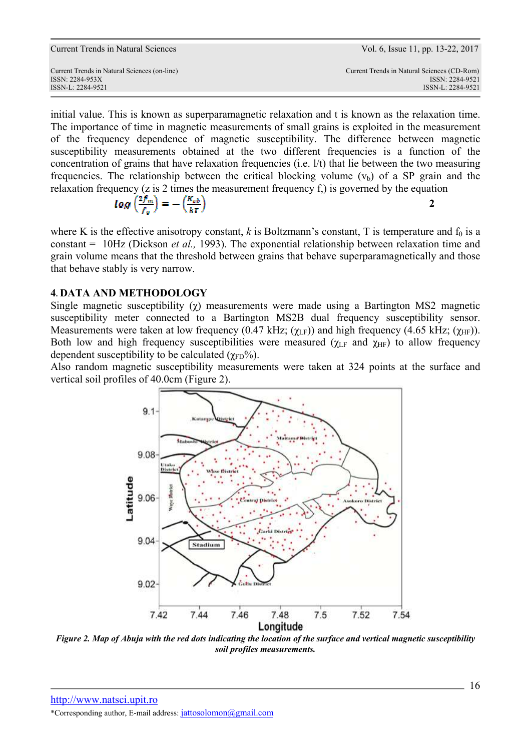initial value. This is known as superparamagnetic relaxation and t is known as the relaxation time. The importance of time in magnetic measurements of small grains is exploited in the measurement of the frequency dependence of magnetic susceptibility. The difference between magnetic susceptibility measurements obtained at the two different frequencies is a function of the concentration of grains that have relaxation frequencies (i.e. l/t) that lie between the two measuring frequencies. The relationship between the critical blocking volume ($v_b$) of a SP grain and the relaxation frequency (z is 2 times the measurement frequency f,) is governed by the equation

$$\log\left(\frac{2f_m}{f_0}\right) = -\left(\frac{K_{vb}}{kT}\right) \qquad 2$$

where K is the effective anisotropy constant, *k* is Boltzmann's constant, T is temperature and $f_0$ is a constant = 10Hz (Dickson *et al.,* 1993). The exponential relationship between relaxation time and grain volume means that the threshold between grains that behave superparamagnetically and those that behave stably is very narrow.

## 4. DATA AND METHODOLOGY

Single magnetic susceptibility ($\chi$) measurements were made using a Bartington MS2 magnetic susceptibility meter connected to a Bartington MS2B dual frequency susceptibility sensor. Measurements were taken at low frequency (0.47 kHz; ($\chi_{LF}$)) and high frequency (4.65 kHz; ($\chi_{HF}$)). Both low and high frequency susceptibilities were measured ($\chi_{LF}$ and $\chi_{HF}$) to allow frequency dependent susceptibility to be calculated ($\chi_{FD}$%).

Also random magnetic susceptibility measurements were taken at 324 points at the surface and vertical soil profiles of 40.0cm (Figure 2).

*Figure 2. Map of Abuja with the red dots indicating the location of the surface and vertical magnetic susceptibility soil profiles measurements.*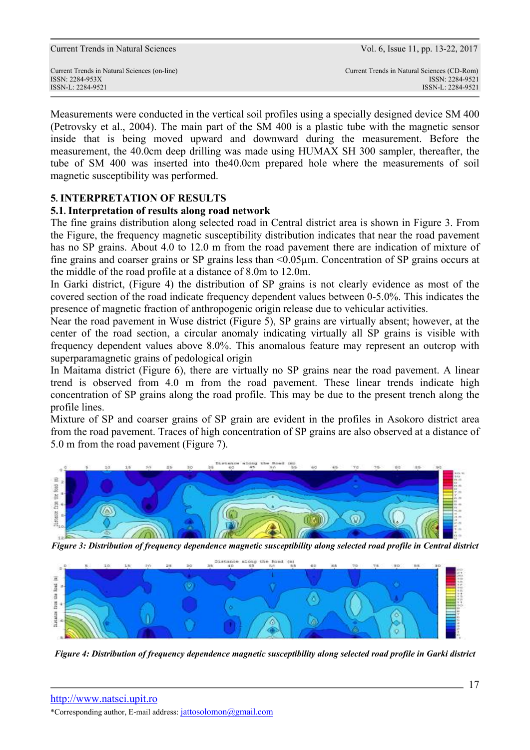Measurements were conducted in the vertical soil profiles using a specially designed device SM 400 (Petrovsky et al., 2004). The main part of the SM 400 is a plastic tube with the magnetic sensor inside that is being moved upward and downward during the measurement. Before the measurement, the 40.0cm deep drilling was made using HUMAX SH 300 sampler, thereafter, the tube of SM 400 was inserted into the40.0cm prepared hole where the measurements of soil magnetic susceptibility was performed.

## 5. INTERPRETATION OF RESULTS

### 5.1. Interpretation of results along road network

The fine grains distribution along selected road in Central district area is shown in Figure 3. From the Figure, the frequency magnetic susceptibility distribution indicates that near the road pavement has no SP grains. About 4.0 to 12.0 m from the road pavement there are indication of mixture of fine grains and coarser grains or SP grains less than <0.05µm. Concentration of SP grains occurs at the middle of the road profile at a distance of 8.0m to 12.0m.

In Garki district, (Figure 4) the distribution of SP grains is not clearly evidence as most of the covered section of the road indicate frequency dependent values between 0-5.0%. This indicates the presence of magnetic fraction of anthropogenic origin release due to vehicular activities.

Near the road pavement in Wuse district (Figure 5), SP grains are virtually absent; however, at the center of the road section, a circular anomaly indicating virtually all SP grains is visible with frequency dependent values above 8.0%. This anomalous feature may represent an outcrop with superparamagnetic grains of pedological origin

In Maitama district (Figure 6), there are virtually no SP grains near the road pavement. A linear trend is observed from 4.0 m from the road pavement. These linear trends indicate high concentration of SP grains along the road profile. This may be due to the present trench along the profile lines.

Mixture of SP and coarser grains of SP grain are evident in the profiles in Asokoro district area from the road pavement. Traces of high concentration of SP grains are also observed at a distance of 5.0 m from the road pavement (Figure 7).

*Figure 3: Distribution of frequency dependence magnetic susceptibility along selected road profile in Central district*

*Figure 4: Distribution of frequency dependence magnetic susceptibility along selected road profile in Garki district*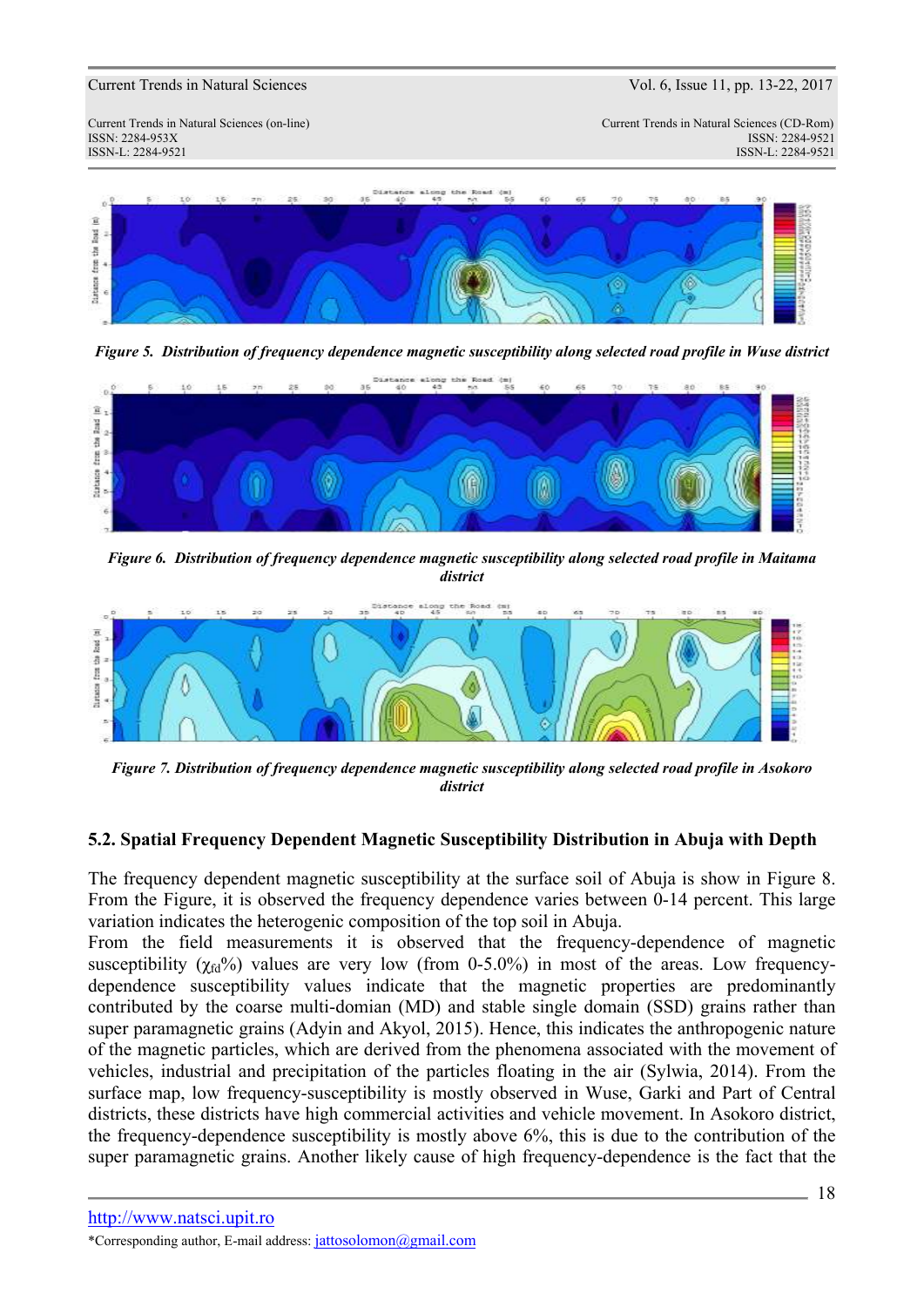Figure 5. Distribution of frequency dependence magnetic susceptibility along selected road profile in Wuse district

Figure 6. Distribution of frequency dependence magnetic susceptibility along selected road profile in Maitama district

Figure 7. Distribution of frequency dependence magnetic susceptibility along selected road profile in Asokoro district

### 5.2. Spatial Frequency Dependent Magnetic Susceptibility Distribution in Abuja with Depth

The frequency dependent magnetic susceptibility at the surface soil of Abuja is show in Figure 8. From the Figure, it is observed the frequency dependence varies between 0-14 percent. This large variation indicates the heterogenic composition of the top soil in Abuja.

From the field measurements it is observed that the frequency-dependence of magnetic susceptibility ($\chi_{fd}$%) values are very low (from 0-5.0%) in most of the areas. Low frequency-dependence susceptibility values indicate that the magnetic properties are predominantly contributed by the coarse multi-domian (MD) and stable single domain (SSD) grains rather than super paramagnetic grains (Adyin and Akyol, 2015). Hence, this indicates the anthropogenic nature of the magnetic particles, which are derived from the phenomena associated with the movement of vehicles, industrial and precipitation of the particles floating in the air (Sylwia, 2014). From the surface map, low frequency-susceptibility is mostly observed in Wuse, Garki and Part of Central districts, these districts have high commercial activities and vehicle movement. In Asokoro district, the frequency-dependence susceptibility is mostly above 6%, this is due to the contribution of the super paramagnetic grains. Another likely cause of high frequency-dependence is the fact that the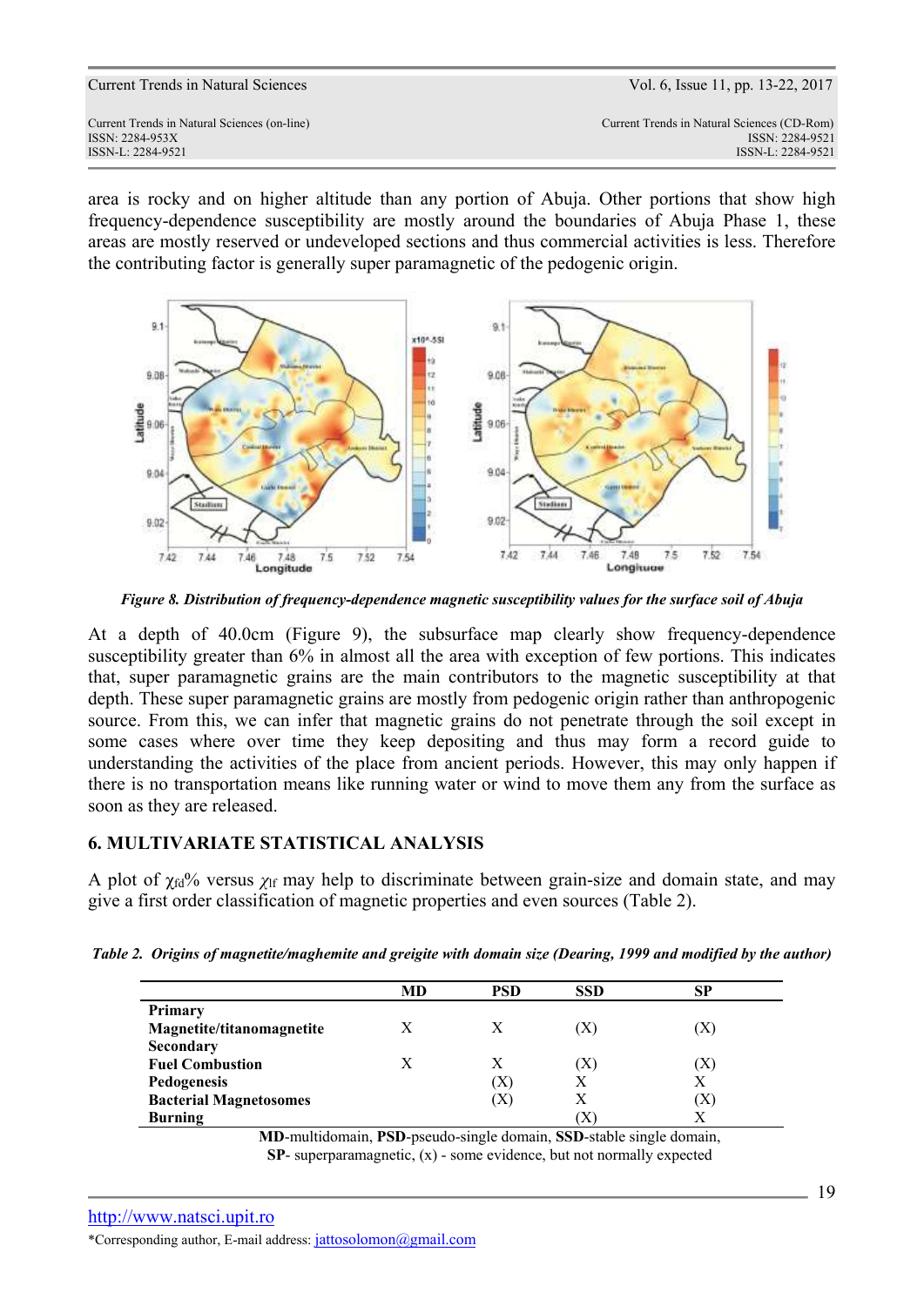area is rocky and on higher altitude than any portion of Abuja. Other portions that show high frequency-dependence susceptibility are mostly around the boundaries of Abuja Phase 1, these areas are mostly reserved or undeveloped sections and thus commercial activities is less. Therefore the contributing factor is generally super paramagnetic of the pedogenic origin.

*Figure 8. Distribution of frequency-dependence magnetic susceptibility values for the surface soil of Abuja*

At a depth of 40.0cm (Figure 9), the subsurface map clearly show frequency-dependence susceptibility greater than 6% in almost all the area with exception of few portions. This indicates that, super paramagnetic grains are the main contributors to the magnetic susceptibility at that depth. These super paramagnetic grains are mostly from pedogenic origin rather than anthropogenic source. From this, we can infer that magnetic grains do not penetrate through the soil except in some cases where over time they keep depositing and thus may form a record guide to understanding the activities of the place from ancient periods. However, this may only happen if there is no transportation means like running water or wind to move them any from the surface as soon as they are released.

## 6. MULTIVARIATE STATISTICAL ANALYSIS

A plot of $\chi_{fd}$% versus $\chi_{lf}$ may help to discriminate between grain-size and domain state, and may give a first order classification of magnetic properties and even sources (Table 2).

***Table 2. Origins of magnetite/maghemite and greigite with domain size (Dearing, 1999 and modified by the author)***

| | MD | PSD | SSD | SP |
|---|---|---|---|---|
| **Primary** | | | | |
| **Magnetite/titanomagnetite** | X | X | (X) | (X) |
| **Secondary** | | | | |
| **Fuel Combustion** | X | X | (X) | (X) |
| **Pedogenesis** | | (X) | X | X |
| **Bacterial Magnetosomes** | | (X) | X | (X) |
| **Burning** | | | (X) | X |

**MD**-multidomain, **PSD**-pseudo-single domain, **SSD**-stable single domain, **SP**- superparamagnetic, (x) - some evidence, but not normally expected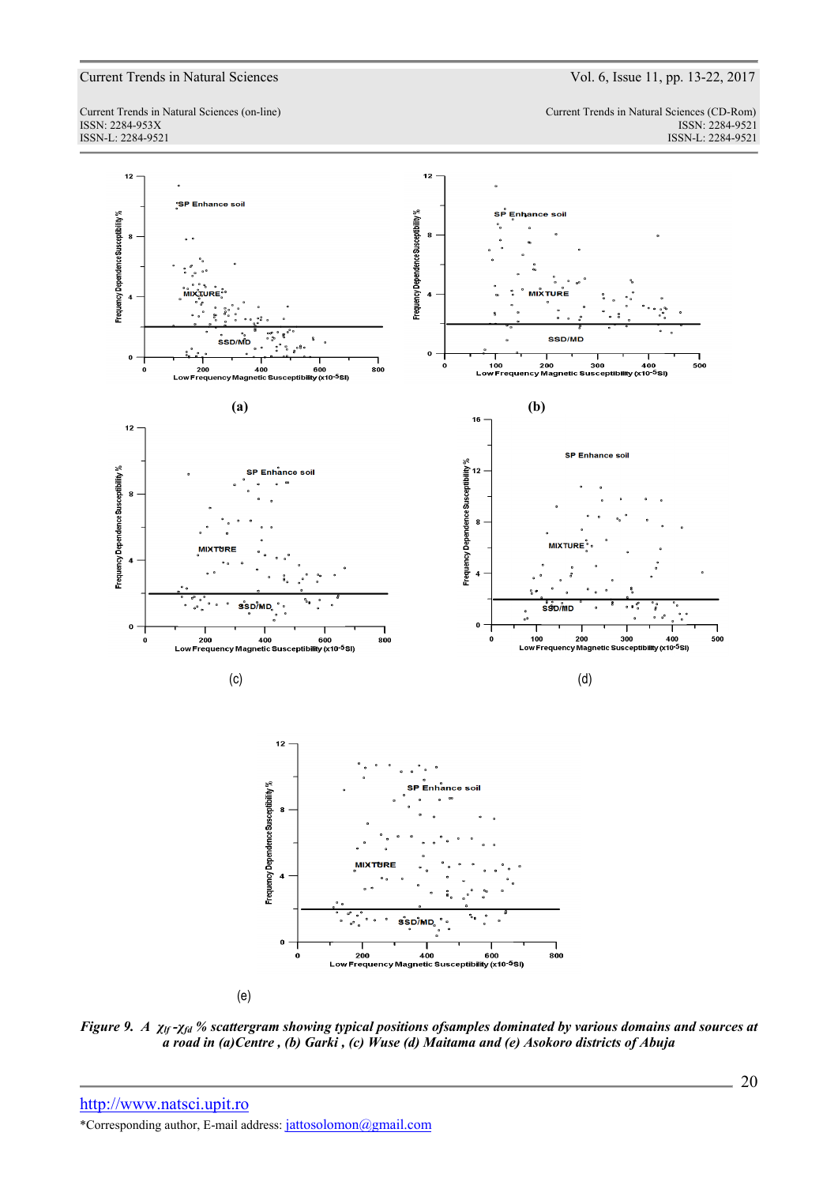(a)

(b)

(c)

(d)

(e)

*Figure 9. A $\chi_{lf}$ -$\chi_{fd}$ % scattergram showing typical positions ofsamples dominated by various domains and sources at a road in (a)Centre , (b) Garki , (c) Wuse (d) Maitama and (e) Asokoro districts of Abuja*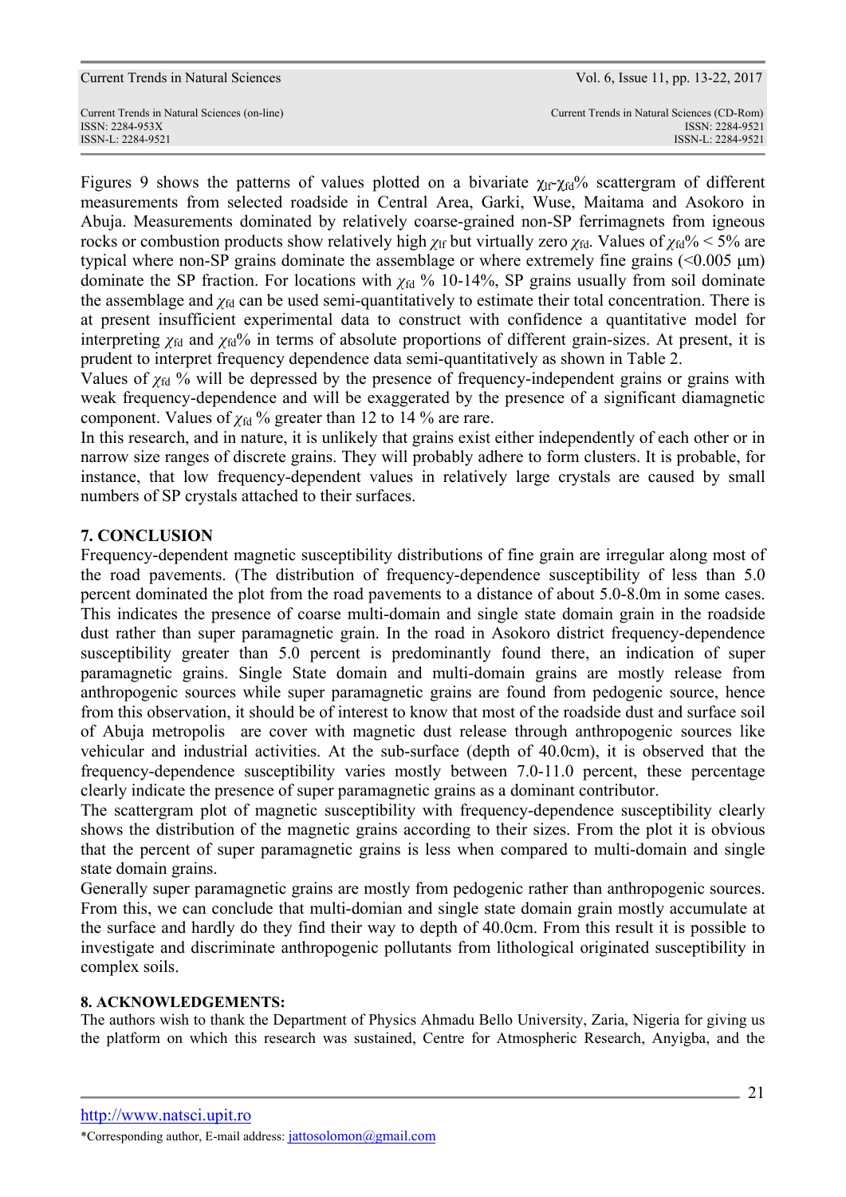Figures 9 shows the patterns of values plotted on a bivariate $\chi_{lf}$-$\chi_{fd}$% scattergram of different measurements from selected roadside in Central Area, Garki, Wuse, Maitama and Asokoro in Abuja. Measurements dominated by relatively coarse-grained non-SP ferrimagnets from igneous rocks or combustion products show relatively high $\chi_{lf}$ but virtually zero $\chi_{fd}$. Values of $\chi_{fd}$% < 5% are typical where non-SP grains dominate the assemblage or where extremely fine grains (<0.005 μm) dominate the SP fraction. For locations with $\chi_{fd}$ % 10-14%, SP grains usually from soil dominate the assemblage and $\chi_{fd}$ can be used semi-quantitatively to estimate their total concentration. There is at present insufficient experimental data to construct with confidence a quantitative model for interpreting $\chi_{fd}$ and $\chi_{fd}$% in terms of absolute proportions of different grain-sizes. At present, it is prudent to interpret frequency dependence data semi-quantitatively as shown in Table 2.

Values of $\chi_{fd}$ % will be depressed by the presence of frequency-independent grains or grains with weak frequency-dependence and will be exaggerated by the presence of a significant diamagnetic component. Values of $\chi_{fd}$ % greater than 12 to 14 % are rare.

In this research, and in nature, it is unlikely that grains exist either independently of each other or in narrow size ranges of discrete grains. They will probably adhere to form clusters. It is probable, for instance, that low frequency-dependent values in relatively large crystals are caused by small numbers of SP crystals attached to their surfaces.

## 7. CONCLUSION

Frequency-dependent magnetic susceptibility distributions of fine grain are irregular along most of the road pavements. (The distribution of frequency-dependence susceptibility of less than 5.0 percent dominated the plot from the road pavements to a distance of about 5.0-8.0m in some cases. This indicates the presence of coarse multi-domain and single state domain grain in the roadside dust rather than super paramagnetic grain. In the road in Asokoro district frequency-dependence susceptibility greater than 5.0 percent is predominantly found there, an indication of super paramagnetic grains. Single State domain and multi-domain grains are mostly release from anthropogenic sources while super paramagnetic grains are found from pedogenic source, hence from this observation, it should be of interest to know that most of the roadside dust and surface soil of Abuja metropolis are cover with magnetic dust release through anthropogenic sources like vehicular and industrial activities. At the sub-surface (depth of 40.0cm), it is observed that the frequency-dependence susceptibility varies mostly between 7.0-11.0 percent, these percentage clearly indicate the presence of super paramagnetic grains as a dominant contributor.

The scattergram plot of magnetic susceptibility with frequency-dependence susceptibility clearly shows the distribution of the magnetic grains according to their sizes. From the plot it is obvious that the percent of super paramagnetic grains is less when compared to multi-domain and single state domain grains.

Generally super paramagnetic grains are mostly from pedogenic rather than anthropogenic sources. From this, we can conclude that multi-domian and single state domain grain mostly accumulate at the surface and hardly do they find their way to depth of 40.0cm. From this result it is possible to investigate and discriminate anthropogenic pollutants from lithological originated susceptibility in complex soils.

## 8. ACKNOWLEDGEMENTS:

The authors wish to thank the Department of Physics Ahmadu Bello University, Zaria, Nigeria for giving us the platform on which this research was sustained, Centre for Atmospheric Research, Anyigba, and the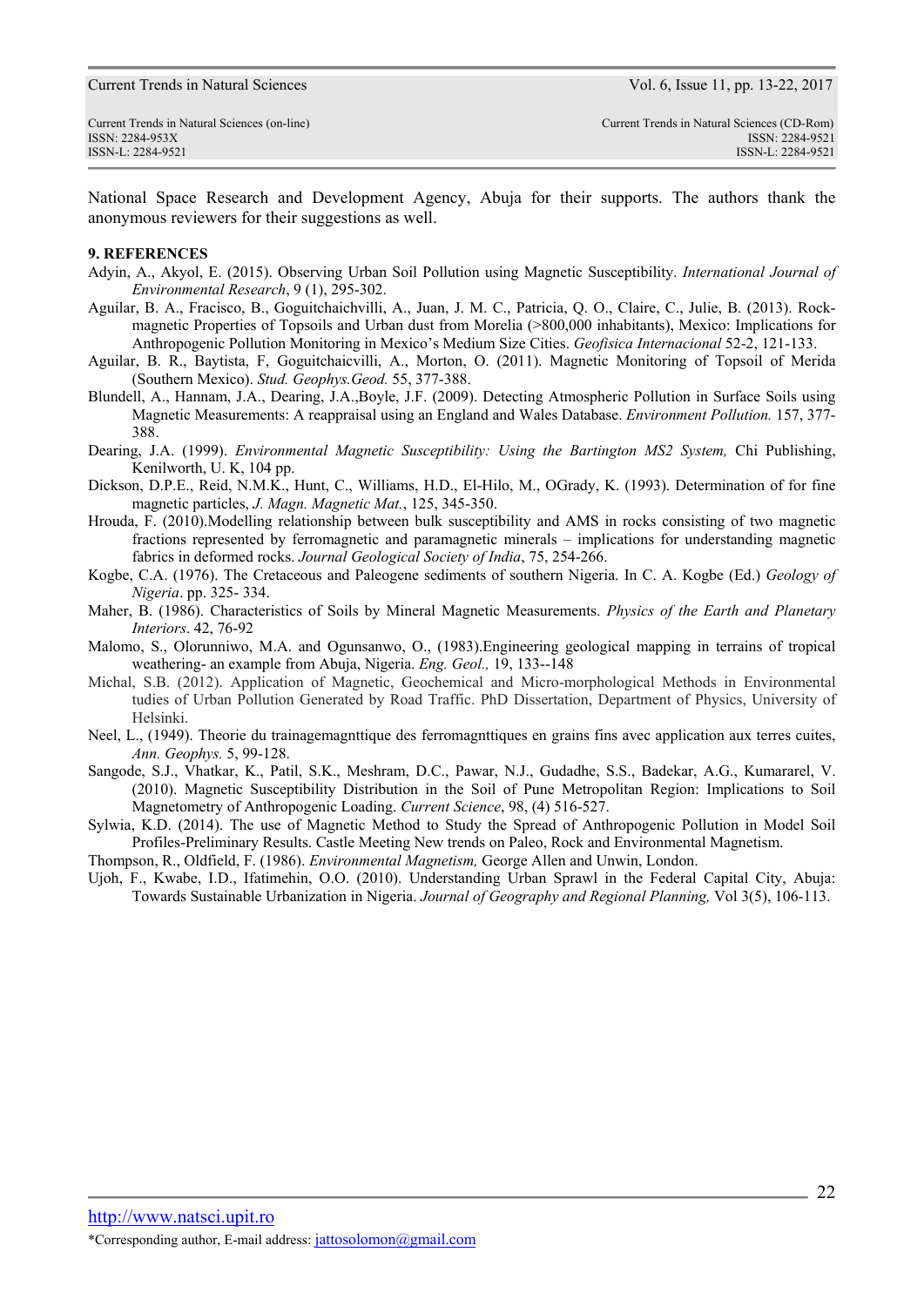National Space Research and Development Agency, Abuja for their supports. The authors thank the anonymous reviewers for their suggestions as well.

**9. REFERENCES**

Adyin, A., Akyol, E. (2015). Observing Urban Soil Pollution using Magnetic Susceptibility. *International Journal of Environmental Research*, 9 (1), 295-302.

Aguilar, B. A., Fracisco, B., Goguitchaichvilli, A., Juan, J. M. C., Patricia, Q. O., Claire, C., Julie, B. (2013). Rock-magnetic Properties of Topsoils and Urban dust from Morelia (>800,000 inhabitants), Mexico: Implications for Anthropogenic Pollution Monitoring in Mexico's Medium Size Cities. *Geofisica Internacional* 52-2, 121-133.

Aguilar, B. R., Baytista, F, Goguitchaicvilli, A., Morton, O. (2011). Magnetic Monitoring of Topsoil of Merida (Southern Mexico). *Stud. Geophys.Geod.* 55, 377-388.

Blundell, A., Hannam, J.A., Dearing, J.A.,Boyle, J.F. (2009). Detecting Atmospheric Pollution in Surface Soils using Magnetic Measurements: A reappraisal using an England and Wales Database. *Environment Pollution.* 157, 377-388.

Dearing, J.A. (1999). *Environmental Magnetic Susceptibility: Using the Bartington MS2 System,* Chi Publishing, Kenilworth, U. K, 104 pp.

Dickson, D.P.E., Reid, N.M.K., Hunt, C., Williams, H.D., El-Hilo, M., OGrady, K. (1993). Determination of for fine magnetic particles, *J. Magn. Magnetic Mat.*, 125, 345-350.

Hrouda, F. (2010).Modelling relationship between bulk susceptibility and AMS in rocks consisting of two magnetic fractions represented by ferromagnetic and paramagnetic minerals – implications for understanding magnetic fabrics in deformed rocks. *Journal Geological Society of India*, 75, 254-266.

Kogbe, C.A. (1976). The Cretaceous and Paleogene sediments of southern Nigeria. In C. A. Kogbe (Ed.) *Geology of Nigeria*. pp. 325- 334.

Maher, B. (1986). Characteristics of Soils by Mineral Magnetic Measurements. *Physics of the Earth and Planetary Interiors*. 42, 76-92

Malomo, S., Olorunniwo, M.A. and Ogunsanwo, O., (1983).Engineering geological mapping in terrains of tropical weathering- an example from Abuja, Nigeria. *Eng. Geol.,* 19, 133--148

Michal, S.B. (2012). Application of Magnetic, Geochemical and Micro-morphological Methods in Environmental tudies of Urban Pollution Generated by Road Traffic. PhD Dissertation, Department of Physics, University of Helsinki.

Neel, L., (1949). Theorie du trainagemagnttique des ferromagnttiques en grains fins avec application aux terres cuites, *Ann. Geophys.* 5, 99-128.

Sangode, S.J., Vhatkar, K., Patil, S.K., Meshram, D.C., Pawar, N.J., Gudadhe, S.S., Badekar, A.G., Kumararel, V. (2010). Magnetic Susceptibility Distribution in the Soil of Pune Metropolitan Region: Implications to Soil Magnetometry of Anthropogenic Loading. *Current Science*, 98, (4) 516-527.

Sylwia, K.D. (2014). The use of Magnetic Method to Study the Spread of Anthropogenic Pollution in Model Soil Profiles-Preliminary Results. Castle Meeting New trends on Paleo, Rock and Environmental Magnetism.

Thompson, R., Oldfield, F. (1986). *Environmental Magnetism,* George Allen and Unwin, London.

Ujoh, F., Kwabe, I.D., Ifatimehin, O.O. (2010). Understanding Urban Sprawl in the Federal Capital City, Abuja: Towards Sustainable Urbanization in Nigeria. *Journal of Geography and Regional Planning,* Vol 3(5), 106-113.

*Corresponding author, E-mail address: jattosolomon@gmail.com